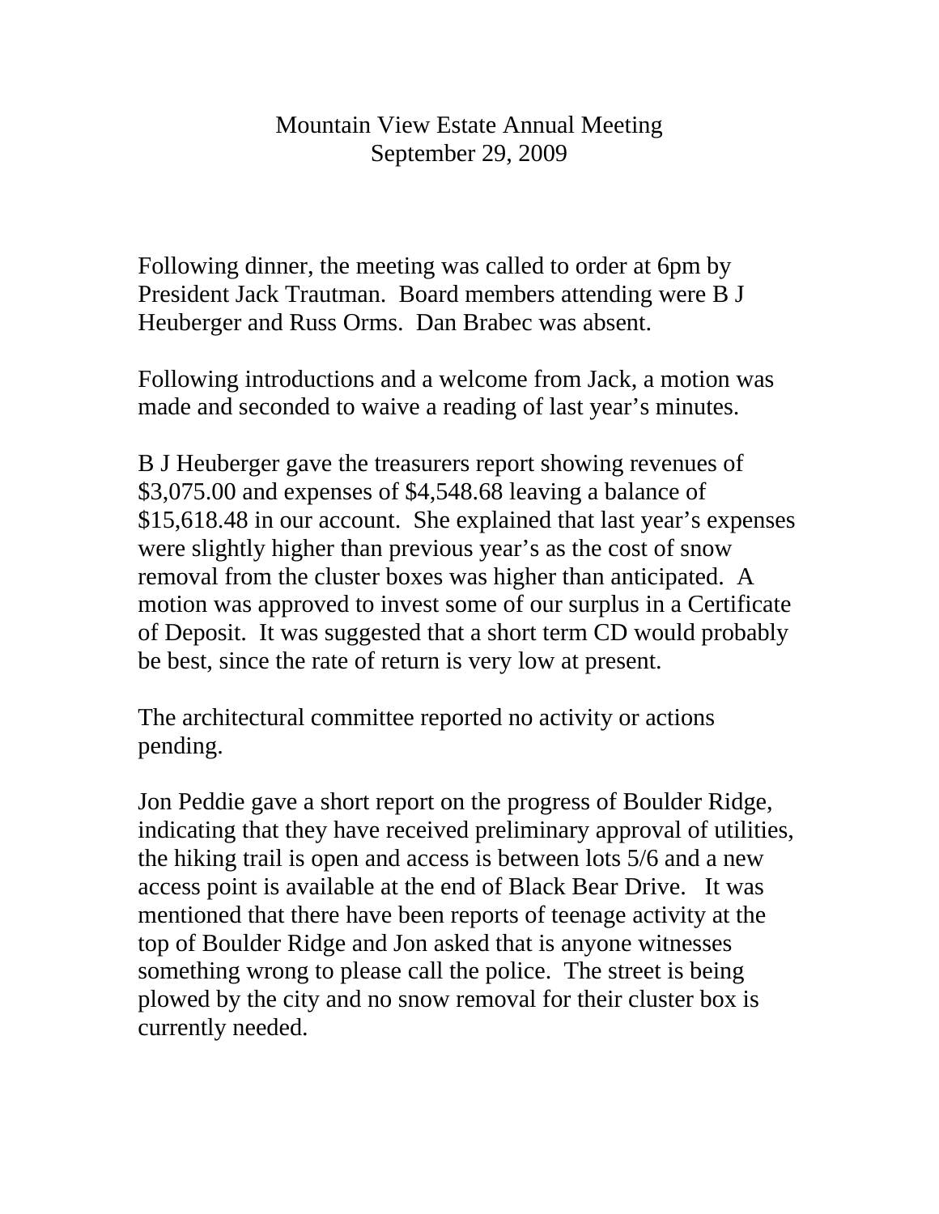# Mountain View Estate Annual Meeting
September 29, 2009

Following dinner, the meeting was called to order at 6pm by President Jack Trautman. Board members attending were B J Heuberger and Russ Orms. Dan Brabec was absent.

Following introductions and a welcome from Jack, a motion was made and seconded to waive a reading of last year's minutes.

B J Heuberger gave the treasurers report showing revenues of $3,075.00 and expenses of $4,548.68 leaving a balance of $15,618.48 in our account. She explained that last year's expenses were slightly higher than previous year's as the cost of snow removal from the cluster boxes was higher than anticipated. A motion was approved to invest some of our surplus in a Certificate of Deposit. It was suggested that a short term CD would probably be best, since the rate of return is very low at present.

The architectural committee reported no activity or actions pending.

Jon Peddie gave a short report on the progress of Boulder Ridge, indicating that they have received preliminary approval of utilities, the hiking trail is open and access is between lots 5/6 and a new access point is available at the end of Black Bear Drive. It was mentioned that there have been reports of teenage activity at the top of Boulder Ridge and Jon asked that is anyone witnesses something wrong to please call the police. The street is being plowed by the city and no snow removal for their cluster box is currently needed.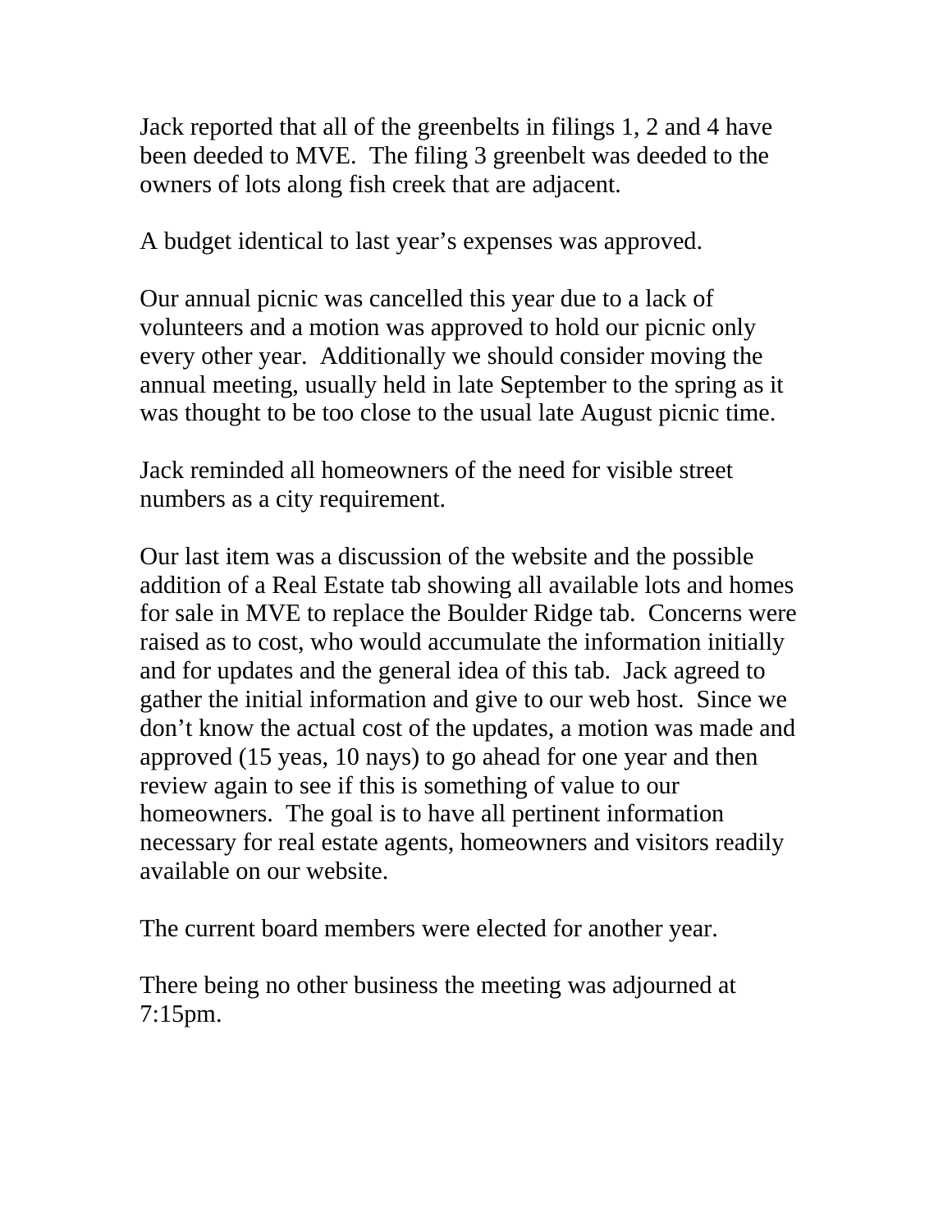Jack reported that all of the greenbelts in filings 1, 2 and 4 have been deeded to MVE. The filing 3 greenbelt was deeded to the owners of lots along fish creek that are adjacent.

A budget identical to last year's expenses was approved.

Our annual picnic was cancelled this year due to a lack of volunteers and a motion was approved to hold our picnic only every other year. Additionally we should consider moving the annual meeting, usually held in late September to the spring as it was thought to be too close to the usual late August picnic time.

Jack reminded all homeowners of the need for visible street numbers as a city requirement.

Our last item was a discussion of the website and the possible addition of a Real Estate tab showing all available lots and homes for sale in MVE to replace the Boulder Ridge tab. Concerns were raised as to cost, who would accumulate the information initially and for updates and the general idea of this tab. Jack agreed to gather the initial information and give to our web host. Since we don't know the actual cost of the updates, a motion was made and approved (15 yeas, 10 nays) to go ahead for one year and then review again to see if this is something of value to our homeowners. The goal is to have all pertinent information necessary for real estate agents, homeowners and visitors readily available on our website.

The current board members were elected for another year.

There being no other business the meeting was adjourned at 7:15pm.